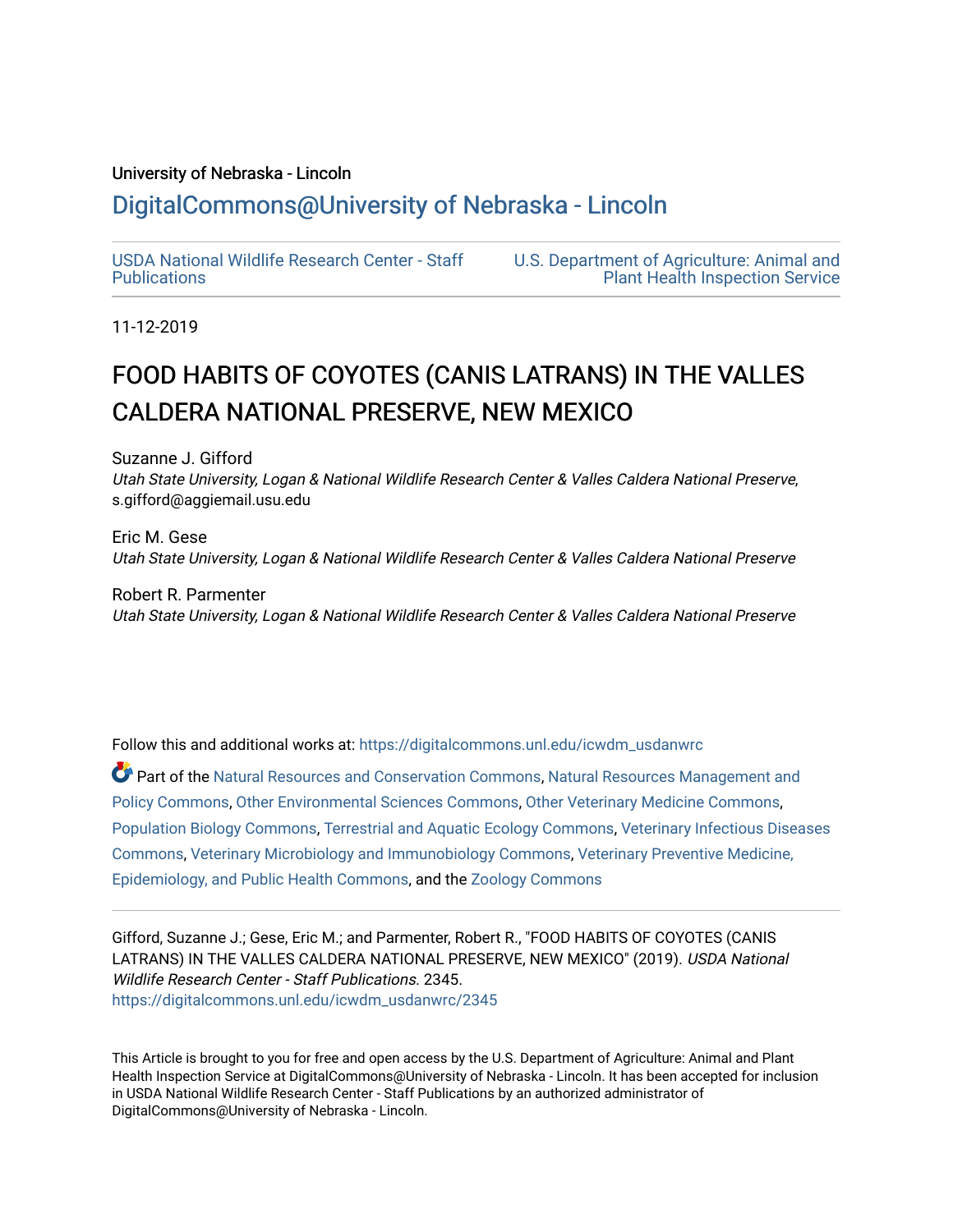University of Nebraska - Lincoln

## DigitalCommons@University of Nebraska - Lincoln

USDA National Wildlife Research Center - Staff Publications

U.S. Department of Agriculture: Animal and Plant Health Inspection Service

11-12-2019

# FOOD HABITS OF COYOTES (CANIS LATRANS) IN THE VALLES CALDERA NATIONAL PRESERVE, NEW MEXICO

Suzanne J. Gifford
*Utah State University, Logan & National Wildlife Research Center & Valles Caldera National Preserve*, s.gifford@aggiemail.usu.edu

Eric M. Gese
*Utah State University, Logan & National Wildlife Research Center & Valles Caldera National Preserve*

Robert R. Parmenter
*Utah State University, Logan & National Wildlife Research Center & Valles Caldera National Preserve*

Follow this and additional works at: https://digitalcommons.unl.edu/icwdm_usdanwrc

Part of the Natural Resources and Conservation Commons, Natural Resources Management and Policy Commons, Other Environmental Sciences Commons, Other Veterinary Medicine Commons, Population Biology Commons, Terrestrial and Aquatic Ecology Commons, Veterinary Infectious Diseases Commons, Veterinary Microbiology and Immunobiology Commons, Veterinary Preventive Medicine, Epidemiology, and Public Health Commons, and the Zoology Commons

Gifford, Suzanne J.; Gese, Eric M.; and Parmenter, Robert R., "FOOD HABITS OF COYOTES (CANIS LATRANS) IN THE VALLES CALDERA NATIONAL PRESERVE, NEW MEXICO" (2019). *USDA National Wildlife Research Center - Staff Publications*. 2345.
https://digitalcommons.unl.edu/icwdm_usdanwrc/2345

This Article is brought to you for free and open access by the U.S. Department of Agriculture: Animal and Plant Health Inspection Service at DigitalCommons@University of Nebraska - Lincoln. It has been accepted for inclusion in USDA National Wildlife Research Center - Staff Publications by an authorized administrator of DigitalCommons@University of Nebraska - Lincoln.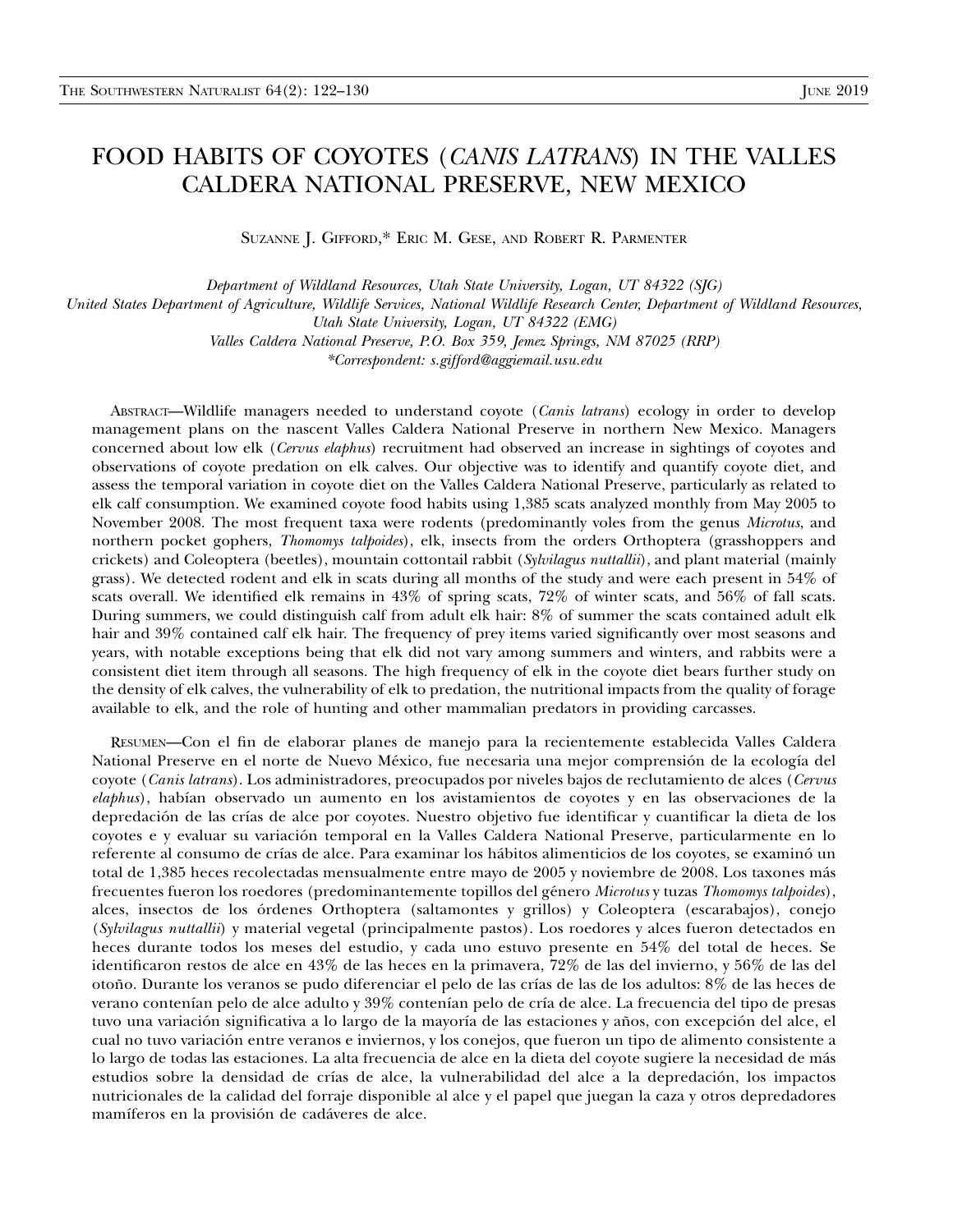# FOOD HABITS OF COYOTES (*CANIS LATRANS*) IN THE VALLES CALDERA NATIONAL PRESERVE, NEW MEXICO

SUZANNE J. GIFFORD,* ERIC M. GESE, AND ROBERT R. PARMENTER

*Department of Wildland Resources, Utah State University, Logan, UT 84322 (SJG)*
*United States Department of Agriculture, Wildlife Services, National Wildlife Research Center, Department of Wildland Resources, Utah State University, Logan, UT 84322 (EMG)*
*Valles Caldera National Preserve, P.O. Box 359, Jemez Springs, NM 87025 (RRP)*
*\*Correspondent: s.gifford@aggiemail.usu.edu*

ABSTRACT—Wildlife managers needed to understand coyote (*Canis latrans*) ecology in order to develop management plans on the nascent Valles Caldera National Preserve in northern New Mexico. Managers concerned about low elk (*Cervus elaphus*) recruitment had observed an increase in sightings of coyotes and observations of coyote predation on elk calves. Our objective was to identify and quantify coyote diet, and assess the temporal variation in coyote diet on the Valles Caldera National Preserve, particularly as related to elk calf consumption. We examined coyote food habits using 1,385 scats analyzed monthly from May 2005 to November 2008. The most frequent taxa were rodents (predominantly voles from the genus *Microtus*, and northern pocket gophers, *Thomomys talpoides*), elk, insects from the orders Orthoptera (grasshoppers and crickets) and Coleoptera (beetles), mountain cottontail rabbit (*Sylvilagus nuttallii*), and plant material (mainly grass). We detected rodent and elk in scats during all months of the study and were each present in 54% of scats overall. We identified elk remains in 43% of spring scats, 72% of winter scats, and 56% of fall scats. During summers, we could distinguish calf from adult elk hair: 8% of summer the scats contained adult elk hair and 39% contained calf elk hair. The frequency of prey items varied significantly over most seasons and years, with notable exceptions being that elk did not vary among summers and winters, and rabbits were a consistent diet item through all seasons. The high frequency of elk in the coyote diet bears further study on the density of elk calves, the vulnerability of elk to predation, the nutritional impacts from the quality of forage available to elk, and the role of hunting and other mammalian predators in providing carcasses.

RESUMEN—Con el fin de elaborar planes de manejo para la recientemente establecida Valles Caldera National Preserve en el norte de Nuevo México, fue necesaria una mejor comprensión de la ecología del coyote (*Canis latrans*). Los administradores, preocupados por niveles bajos de reclutamiento de alces (*Cervus elaphus*), habían observado un aumento en los avistamientos de coyotes y en las observaciones de la depredación de las crías de alce por coyotes. Nuestro objetivo fue identificar y cuantificar la dieta de los coyotes e y evaluar su variación temporal en la Valles Caldera National Preserve, particularmente en lo referente al consumo de crías de alce. Para examinar los hábitos alimenticios de los coyotes, se examinó un total de 1,385 heces recolectadas mensualmente entre mayo de 2005 y noviembre de 2008. Los taxones más frecuentes fueron los roedores (predominantemente topillos del género *Microtus* y tuzas *Thomomys talpoides*), alces, insectos de los órdenes Orthoptera (saltamontes y grillos) y Coleoptera (escarabajos), conejo (*Sylvilagus nuttallii*) y material vegetal (principalmente pastos). Los roedores y alces fueron detectados en heces durante todos los meses del estudio, y cada uno estuvo presente en 54% del total de heces. Se identificaron restos de alce en 43% de las heces en la primavera, 72% de las del invierno, y 56% de las del otoño. Durante los veranos se pudo diferenciar el pelo de las crías de las de los adultos: 8% de las heces de verano contenían pelo de alce adulto y 39% contenían pelo de cría de alce. La frecuencia del tipo de presas tuvo una variación significativa a lo largo de la mayoría de las estaciones y años, con excepción del alce, el cual no tuvo variación entre veranos e inviernos, y los conejos, que fueron un tipo de alimento consistente a lo largo de todas las estaciones. La alta frecuencia de alce en la dieta del coyote sugiere la necesidad de más estudios sobre la densidad de crías de alce, la vulnerabilidad del alce a la depredación, los impactos nutricionales de la calidad del forraje disponible al alce y el papel que juegan la caza y otros depredadores mamíferos en la provisión de cadáveres de alce.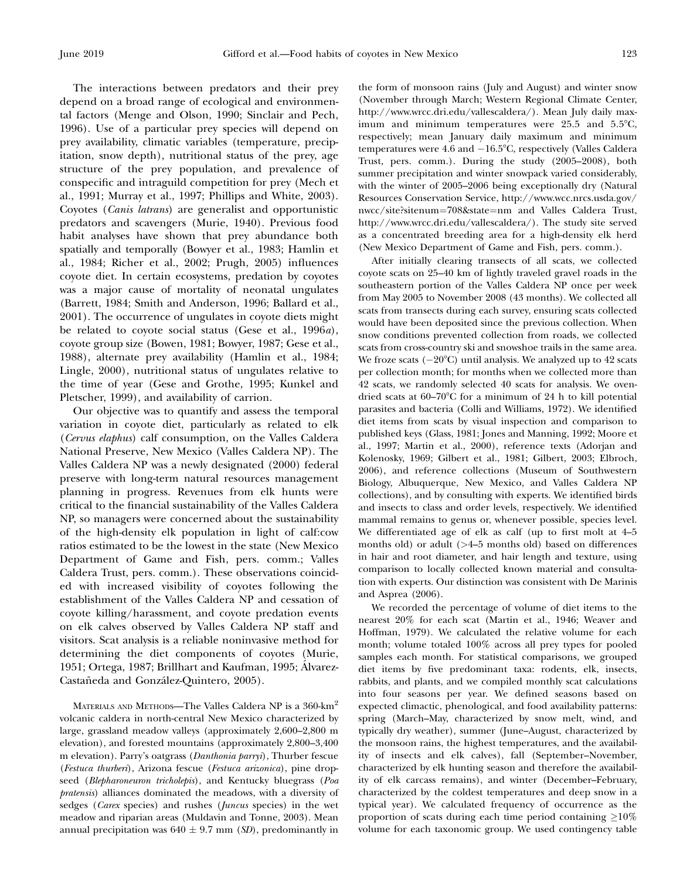The interactions between predators and their prey depend on a broad range of ecological and environmental factors (Menge and Olson, 1990; Sinclair and Pech, 1996). Use of a particular prey species will depend on prey availability, climatic variables (temperature, precipitation, snow depth), nutritional status of the prey, age structure of the prey population, and prevalence of conspecific and intraguild competition for prey (Mech et al., 1991; Murray et al., 1997; Phillips and White, 2003). Coyotes (*Canis latrans*) are generalist and opportunistic predators and scavengers (Murie, 1940). Previous food habit analyses have shown that prey abundance both spatially and temporally (Bowyer et al., 1983; Hamlin et al., 1984; Richer et al., 2002; Prugh, 2005) influences coyote diet. In certain ecosystems, predation by coyotes was a major cause of mortality of neonatal ungulates (Barrett, 1984; Smith and Anderson, 1996; Ballard et al., 2001). The occurrence of ungulates in coyote diets might be related to coyote social status (Gese et al., 1996*a*), coyote group size (Bowen, 1981; Bowyer, 1987; Gese et al., 1988), alternate prey availability (Hamlin et al., 1984; Lingle, 2000), nutritional status of ungulates relative to the time of year (Gese and Grothe, 1995; Kunkel and Pletscher, 1999), and availability of carrion.

Our objective was to quantify and assess the temporal variation in coyote diet, particularly as related to elk (*Cervus elaphus*) calf consumption, on the Valles Caldera National Preserve, New Mexico (Valles Caldera NP). The Valles Caldera NP was a newly designated (2000) federal preserve with long-term natural resources management planning in progress. Revenues from elk hunts were critical to the financial sustainability of the Valles Caldera NP, so managers were concerned about the sustainability of the high-density elk population in light of calf:cow ratios estimated to be the lowest in the state (New Mexico Department of Game and Fish, pers. comm.; Valles Caldera Trust, pers. comm.). These observations coincided with increased visibility of coyotes following the establishment of the Valles Caldera NP and cessation of coyote killing/harassment, and coyote predation events on elk calves observed by Valles Caldera NP staff and visitors. Scat analysis is a reliable noninvasive method for determining the diet components of coyotes (Murie, 1951; Ortega, 1987; Brillhart and Kaufman, 1995; Álvarez-Castañeda and González-Quintero, 2005).

MATERIALS AND METHODS—The Valles Caldera NP is a 360-km$^2$ volcanic caldera in north-central New Mexico characterized by large, grassland meadow valleys (approximately 2,600–2,800 m elevation), and forested mountains (approximately 2,800–3,400 m elevation). Parry's oatgrass (*Danthonia parryi*), Thurber fescue (*Festuca thurberi*), Arizona fescue (*Festuca arizonica*), pine dropseed (*Blepharoneuron tricholepis*), and Kentucky bluegrass (*Poa pratensis*) alliances dominated the meadows, with a diversity of sedges (*Carex* species) and rushes (*Juncus* species) in the wet meadow and riparian areas (Muldavin and Tonne, 2003). Mean annual precipitation was $640 \pm 9.7$ mm (*SD*), predominantly in the form of monsoon rains (July and August) and winter snow (November through March; Western Regional Climate Center, http://www.wrcc.dri.edu/vallescaldera/). Mean July daily maximum and minimum temperatures were 25.5 and 5.5°C, respectively; mean January daily maximum and minimum temperatures were 4.6 and −16.5°C, respectively (Valles Caldera Trust, pers. comm.). During the study (2005–2008), both summer precipitation and winter snowpack varied considerably, with the winter of 2005–2006 being exceptionally dry (Natural Resources Conservation Service, http://www.wcc.nrcs.usda.gov/nwcc/site?sitenum=708&state=nm and Valles Caldera Trust, http://www.wrcc.dri.edu/vallescaldera/). The study site served as a concentrated breeding area for a high-density elk herd (New Mexico Department of Game and Fish, pers. comm.).

After initially clearing transects of all scats, we collected coyote scats on 25–40 km of lightly traveled gravel roads in the southeastern portion of the Valles Caldera NP once per week from May 2005 to November 2008 (43 months). We collected all scats from transects during each survey, ensuring scats collected would have been deposited since the previous collection. When snow conditions prevented collection from roads, we collected scats from cross-country ski and snowshoe trails in the same area. We froze scats (−20°C) until analysis. We analyzed up to 42 scats per collection month; for months when we collected more than 42 scats, we randomly selected 40 scats for analysis. We oven-dried scats at 60–70°C for a minimum of 24 h to kill potential parasites and bacteria (Colli and Williams, 1972). We identified diet items from scats by visual inspection and comparison to published keys (Glass, 1981; Jones and Manning, 1992; Moore et al., 1997; Martin et al., 2000), reference texts (Adorjan and Kolenosky, 1969; Gilbert et al., 1981; Gilbert, 2003; Elbroch, 2006), and reference collections (Museum of Southwestern Biology, Albuquerque, New Mexico, and Valles Caldera NP collections), and by consulting with experts. We identified birds and insects to class and order levels, respectively. We identified mammal remains to genus or, whenever possible, species level. We differentiated age of elk as calf (up to first molt at 4–5 months old) or adult (>4–5 months old) based on differences in hair and root diameter, and hair length and texture, using comparison to locally collected known material and consultation with experts. Our distinction was consistent with De Marinis and Asprea (2006).

We recorded the percentage of volume of diet items to the nearest 20% for each scat (Martin et al., 1946; Weaver and Hoffman, 1979). We calculated the relative volume for each month; volume totaled 100% across all prey types for pooled samples each month. For statistical comparisons, we grouped diet items by five predominant taxa: rodents, elk, insects, rabbits, and plants, and we compiled monthly scat calculations into four seasons per year. We defined seasons based on expected climactic, phenological, and food availability patterns: spring (March–May, characterized by snow melt, wind, and typically dry weather), summer (June–August, characterized by the monsoon rains, the highest temperatures, and the availability of insects and elk calves), fall (September–November, characterized by elk hunting season and therefore the availability of elk carcass remains), and winter (December–February, characterized by the coldest temperatures and deep snow in a typical year). We calculated frequency of occurrence as the proportion of scats during each time period containing ≥10% volume for each taxonomic group. We used contingency table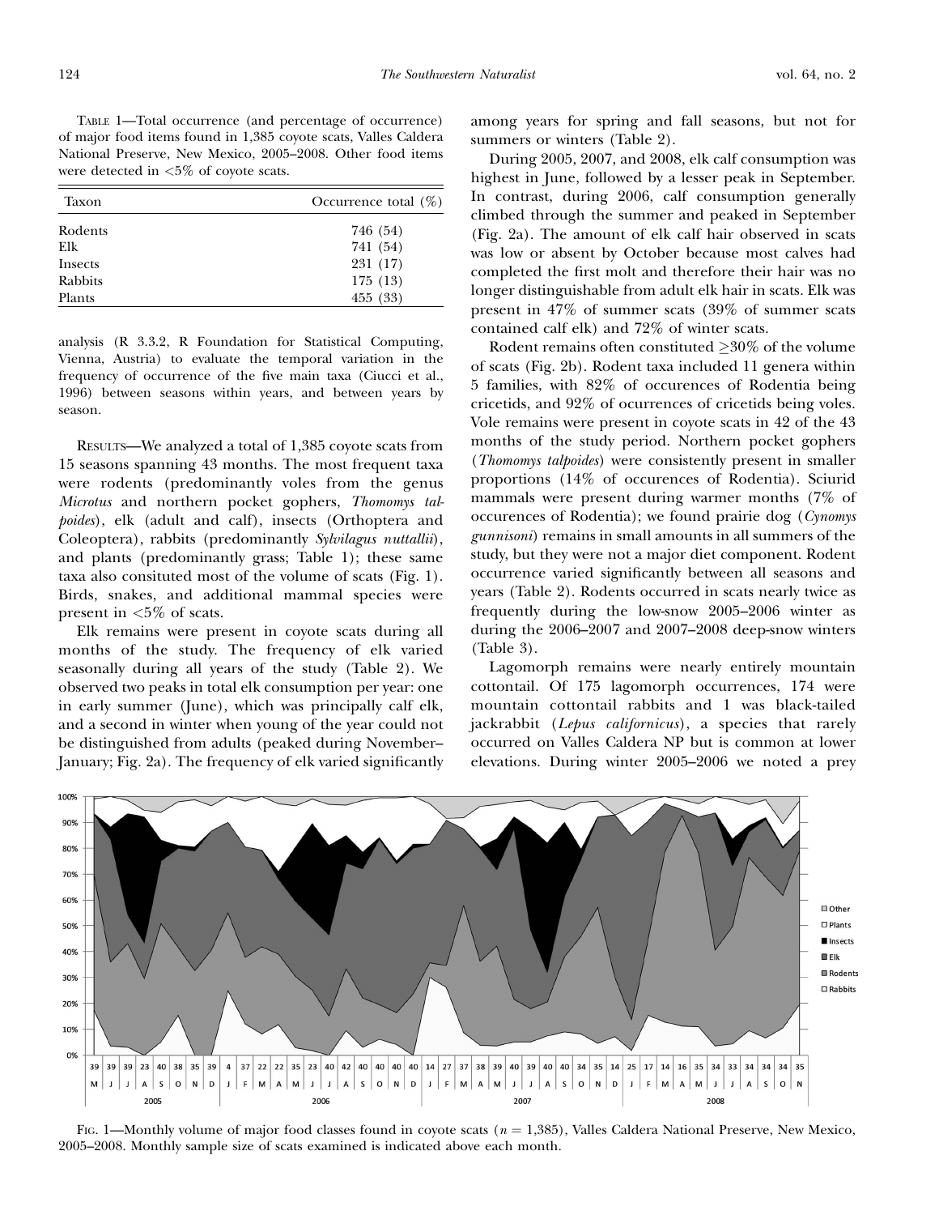TABLE 1—Total occurrence (and percentage of occurrence) of major food items found in 1,385 coyote scats, Valles Caldera National Preserve, New Mexico, 2005–2008. Other food items were detected in <5% of coyote scats.

| Taxon | Occurrence total (%) |
| --- | --- |
| Rodents | 746 (54) |
| Elk | 741 (54) |
| Insects | 231 (17) |
| Rabbits | 175 (13) |
| Plants | 455 (33) |

analysis (R 3.3.2, R Foundation for Statistical Computing, Vienna, Austria) to evaluate the temporal variation in the frequency of occurrence of the five main taxa (Ciucci et al., 1996) between seasons within years, and between years by season.

RESULTS—We analyzed a total of 1,385 coyote scats from 15 seasons spanning 43 months. The most frequent taxa were rodents (predominantly voles from the genus *Microtus* and northern pocket gophers, *Thomomys talpoides*), elk (adult and calf), insects (Orthoptera and Coleoptera), rabbits (predominantly *Sylvilagus nuttallii*), and plants (predominantly grass; Table 1); these same taxa also consituted most of the volume of scats (Fig. 1). Birds, snakes, and additional mammal species were present in <5% of scats.

Elk remains were present in coyote scats during all months of the study. The frequency of elk varied seasonally during all years of the study (Table 2). We observed two peaks in total elk consumption per year: one in early summer (June), which was principally calf elk, and a second in winter when young of the year could not be distinguished from adults (peaked during November–January; Fig. 2a). The frequency of elk varied significantly among years for spring and fall seasons, but not for summers or winters (Table 2).

During 2005, 2007, and 2008, elk calf consumption was highest in June, followed by a lesser peak in September. In contrast, during 2006, calf consumption generally climbed through the summer and peaked in September (Fig. 2a). The amount of elk calf hair observed in scats was low or absent by October because most calves had completed the first molt and therefore their hair was no longer distinguishable from adult elk hair in scats. Elk was present in 47% of summer scats (39% of summer scats contained calf elk) and 72% of winter scats.

Rodent remains often constituted ≥30% of the volume of scats (Fig. 2b). Rodent taxa included 11 genera within 5 families, with 82% of occurences of Rodentia being cricetids, and 92% of ocurrences of cricetids being voles. Vole remains were present in coyote scats in 42 of the 43 months of the study period. Northern pocket gophers (*Thomomys talpoides*) were consistently present in smaller proportions (14% of occurences of Rodentia). Sciurid mammals were present during warmer months (7% of occurences of Rodentia); we found prairie dog (*Cynomys gunnisoni*) remains in small amounts in all summers of the study, but they were not a major diet component. Rodent occurrence varied significantly between all seasons and years (Table 2). Rodents occurred in scats nearly twice as frequently during the low-snow 2005–2006 winter as during the 2006–2007 and 2007–2008 deep-snow winters (Table 3).

Lagomorph remains were nearly entirely mountain cottontail. Of 175 lagomorph occurrences, 174 were mountain cottontail rabbits and 1 was black-tailed jackrabbit (*Lepus californicus*), a species that rarely occurred on Valles Caldera NP but is common at lower elevations. During winter 2005–2006 we noted a prey

FIG. 1—Monthly volume of major food classes found in coyote scats ($n$ = 1,385), Valles Caldera National Preserve, New Mexico, 2005–2008. Monthly sample size of scats examined is indicated above each month.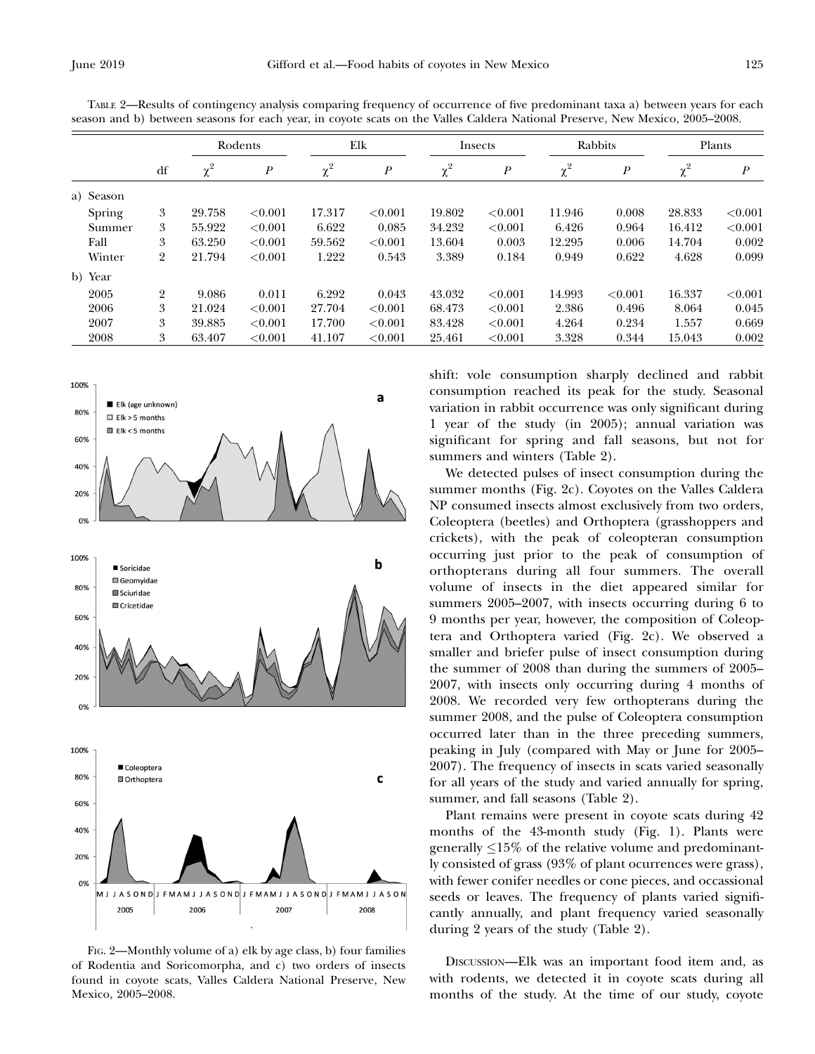Table 2—Results of contingency analysis comparing frequency of occurrence of five predominant taxa a) between years for each season and b) between seasons for each year, in coyote scats on the Valles Caldera National Preserve, New Mexico, 2005–2008.

| | | Rodents | | Elk | | Insects | | Rabbits | | Plants | |
|---|---|---|---|---|---|---|---|---|---|---|---|
| | df | $\chi^2$ | $P$ | $\chi^2$ | $P$ | $\chi^2$ | $P$ | $\chi^2$ | $P$ | $\chi^2$ | $P$ |
| a) Season | | | | | | | | | | | |
| Spring | 3 | 29.758 | <0.001 | 17.317 | <0.001 | 19.802 | <0.001 | 11.946 | 0.008 | 28.833 | <0.001 |
| Summer | 3 | 55.922 | <0.001 | 6.622 | 0.085 | 34.232 | <0.001 | 6.426 | 0.964 | 16.412 | <0.001 |
| Fall | 3 | 63.250 | <0.001 | 59.562 | <0.001 | 13.604 | 0.003 | 12.295 | 0.006 | 14.704 | 0.002 |
| Winter | 2 | 21.794 | <0.001 | 1.222 | 0.543 | 3.389 | 0.184 | 0.949 | 0.622 | 4.628 | 0.099 |
| b) Year | | | | | | | | | | | |
| 2005 | 2 | 9.086 | 0.011 | 6.292 | 0.043 | 43.032 | <0.001 | 14.993 | <0.001 | 16.337 | <0.001 |
| 2006 | 3 | 21.024 | <0.001 | 27.704 | <0.001 | 68.473 | <0.001 | 2.386 | 0.496 | 8.064 | 0.045 |
| 2007 | 3 | 39.885 | <0.001 | 17.700 | <0.001 | 83.428 | <0.001 | 4.264 | 0.234 | 1.557 | 0.669 |
| 2008 | 3 | 63.407 | <0.001 | 41.107 | <0.001 | 25.461 | <0.001 | 3.328 | 0.344 | 15.043 | 0.002 |

Fig. 2—Monthly volume of a) elk by age class, b) four families of Rodentia and Soricomorpha, and c) two orders of insects found in coyote scats, Valles Caldera National Preserve, New Mexico, 2005–2008.

shift: vole consumption sharply declined and rabbit consumption reached its peak for the study. Seasonal variation in rabbit occurrence was only significant during 1 year of the study (in 2005); annual variation was significant for spring and fall seasons, but not for summers and winters (Table 2).

We detected pulses of insect consumption during the summer months (Fig. 2c). Coyotes on the Valles Caldera NP consumed insects almost exclusively from two orders, Coleoptera (beetles) and Orthoptera (grasshoppers and crickets), with the peak of coleopteran consumption occurring just prior to the peak of consumption of orthopterans during all four summers. The overall volume of insects in the diet appeared similar for summers 2005–2007, with insects occurring during 6 to 9 months per year, however, the composition of Coleoptera and Orthoptera varied (Fig. 2c). We observed a smaller and briefer pulse of insect consumption during the summer of 2008 than during the summers of 2005–2007, with insects only occurring during 4 months of 2008. We recorded very few orthopterans during the summer 2008, and the pulse of Coleoptera consumption occurred later than in the three preceding summers, peaking in July (compared with May or June for 2005–2007). The frequency of insects in scats varied seasonally for all years of the study and varied annually for spring, summer, and fall seasons (Table 2).

Plant remains were present in coyote scats during 42 months of the 43-month study (Fig. 1). Plants were generally ≤15% of the relative volume and predominantly consisted of grass (93% of plant ocurrences were grass), with fewer conifer needles or cone pieces, and occassional seeds or leaves. The frequency of plants varied significantly annually, and plant frequency varied seasonally during 2 years of the study (Table 2).

Discussion—Elk was an important food item and, as with rodents, we detected it in coyote scats during all months of the study. At the time of our study, coyote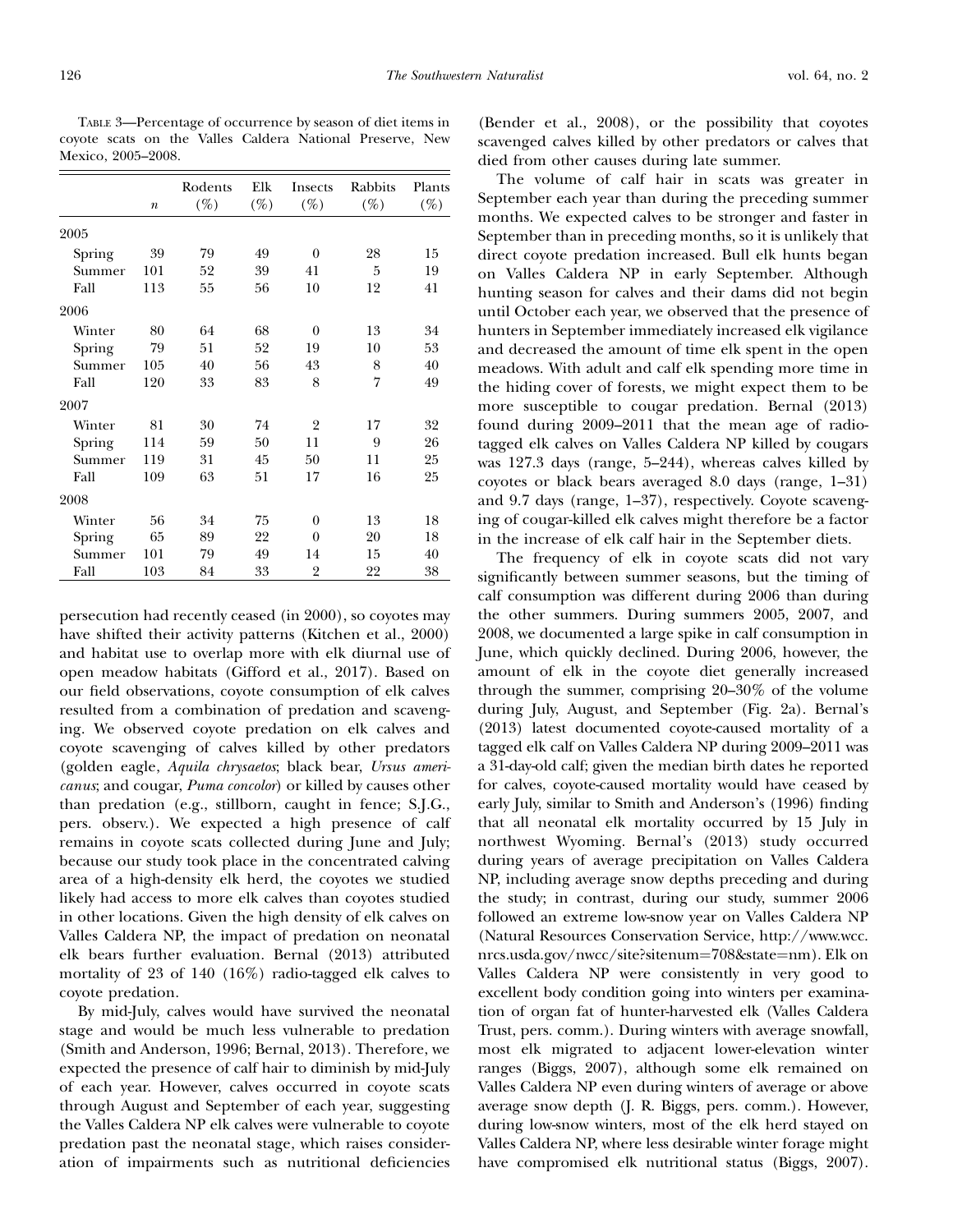TABLE 3—Percentage of occurrence by season of diet items in coyote scats on the Valles Caldera National Preserve, New Mexico, 2005–2008.

| | $n$ | Rodents (%) | Elk (%) | Insects (%) | Rabbits (%) | Plants (%) |
|---|---|---|---|---|---|---|
| 2005 | | | | | | |
| Spring | 39 | 79 | 49 | 0 | 28 | 15 |
| Summer | 101 | 52 | 39 | 41 | 5 | 19 |
| Fall | 113 | 55 | 56 | 10 | 12 | 41 |
| 2006 | | | | | | |
| Winter | 80 | 64 | 68 | 0 | 13 | 34 |
| Spring | 79 | 51 | 52 | 19 | 10 | 53 |
| Summer | 105 | 40 | 56 | 43 | 8 | 40 |
| Fall | 120 | 33 | 83 | 8 | 7 | 49 |
| 2007 | | | | | | |
| Winter | 81 | 30 | 74 | 2 | 17 | 32 |
| Spring | 114 | 59 | 50 | 11 | 9 | 26 |
| Summer | 119 | 31 | 45 | 50 | 11 | 25 |
| Fall | 109 | 63 | 51 | 17 | 16 | 25 |
| 2008 | | | | | | |
| Winter | 56 | 34 | 75 | 0 | 13 | 18 |
| Spring | 65 | 89 | 22 | 0 | 20 | 18 |
| Summer | 101 | 79 | 49 | 14 | 15 | 40 |
| Fall | 103 | 84 | 33 | 2 | 22 | 38 |

persecution had recently ceased (in 2000), so coyotes may have shifted their activity patterns (Kitchen et al., 2000) and habitat use to overlap more with elk diurnal use of open meadow habitats (Gifford et al., 2017). Based on our field observations, coyote consumption of elk calves resulted from a combination of predation and scavenging. We observed coyote predation on elk calves and coyote scavenging of calves killed by other predators (golden eagle, *Aquila chrysaetos*; black bear, *Ursus americanus*; and cougar, *Puma concolor*) or killed by causes other than predation (e.g., stillborn, caught in fence; S.J.G., pers. observ.). We expected a high presence of calf remains in coyote scats collected during June and July; because our study took place in the concentrated calving area of a high-density elk herd, the coyotes we studied likely had access to more elk calves than coyotes studied in other locations. Given the high density of elk calves on Valles Caldera NP, the impact of predation on neonatal elk bears further evaluation. Bernal (2013) attributed mortality of 23 of 140 (16%) radio-tagged elk calves to coyote predation.

By mid-July, calves would have survived the neonatal stage and would be much less vulnerable to predation (Smith and Anderson, 1996; Bernal, 2013). Therefore, we expected the presence of calf hair to diminish by mid-July of each year. However, calves occurred in coyote scats through August and September of each year, suggesting the Valles Caldera NP elk calves were vulnerable to coyote predation past the neonatal stage, which raises consideration of impairments such as nutritional deficiencies (Bender et al., 2008), or the possibility that coyotes scavenged calves killed by other predators or calves that died from other causes during late summer.

The volume of calf hair in scats was greater in September each year than during the preceding summer months. We expected calves to be stronger and faster in September than in preceding months, so it is unlikely that direct coyote predation increased. Bull elk hunts began on Valles Caldera NP in early September. Although hunting season for calves and their dams did not begin until October each year, we observed that the presence of hunters in September immediately increased elk vigilance and decreased the amount of time elk spent in the open meadows. With adult and calf elk spending more time in the hiding cover of forests, we might expect them to be more susceptible to cougar predation. Bernal (2013) found during 2009–2011 that the mean age of radio-tagged elk calves on Valles Caldera NP killed by cougars was 127.3 days (range, 5–244), whereas calves killed by coyotes or black bears averaged 8.0 days (range, 1–31) and 9.7 days (range, 1–37), respectively. Coyote scavenging of cougar-killed elk calves might therefore be a factor in the increase of elk calf hair in the September diets.

The frequency of elk in coyote scats did not vary significantly between summer seasons, but the timing of calf consumption was different during 2006 than during the other summers. During summers 2005, 2007, and 2008, we documented a large spike in calf consumption in June, which quickly declined. During 2006, however, the amount of elk in the coyote diet generally increased through the summer, comprising 20–30% of the volume during July, August, and September (Fig. 2a). Bernal's (2013) latest documented coyote-caused mortality of a tagged elk calf on Valles Caldera NP during 2009–2011 was a 31-day-old calf; given the median birth dates he reported for calves, coyote-caused mortality would have ceased by early July, similar to Smith and Anderson's (1996) finding that all neonatal elk mortality occurred by 15 July in northwest Wyoming. Bernal's (2013) study occurred during years of average precipitation on Valles Caldera NP, including average snow depths preceding and during the study; in contrast, during our study, summer 2006 followed an extreme low-snow year on Valles Caldera NP (Natural Resources Conservation Service, http://www.wcc.nrcs.usda.gov/nwcc/site?sitenum=708&state=nm). Elk on Valles Caldera NP were consistently in very good to excellent body condition going into winters per examination of organ fat of hunter-harvested elk (Valles Caldera Trust, pers. comm.). During winters with average snowfall, most elk migrated to adjacent lower-elevation winter ranges (Biggs, 2007), although some elk remained on Valles Caldera NP even during winters of average or above average snow depth (J. R. Biggs, pers. comm.). However, during low-snow winters, most of the elk herd stayed on Valles Caldera NP, where less desirable winter forage might have compromised elk nutritional status (Biggs, 2007).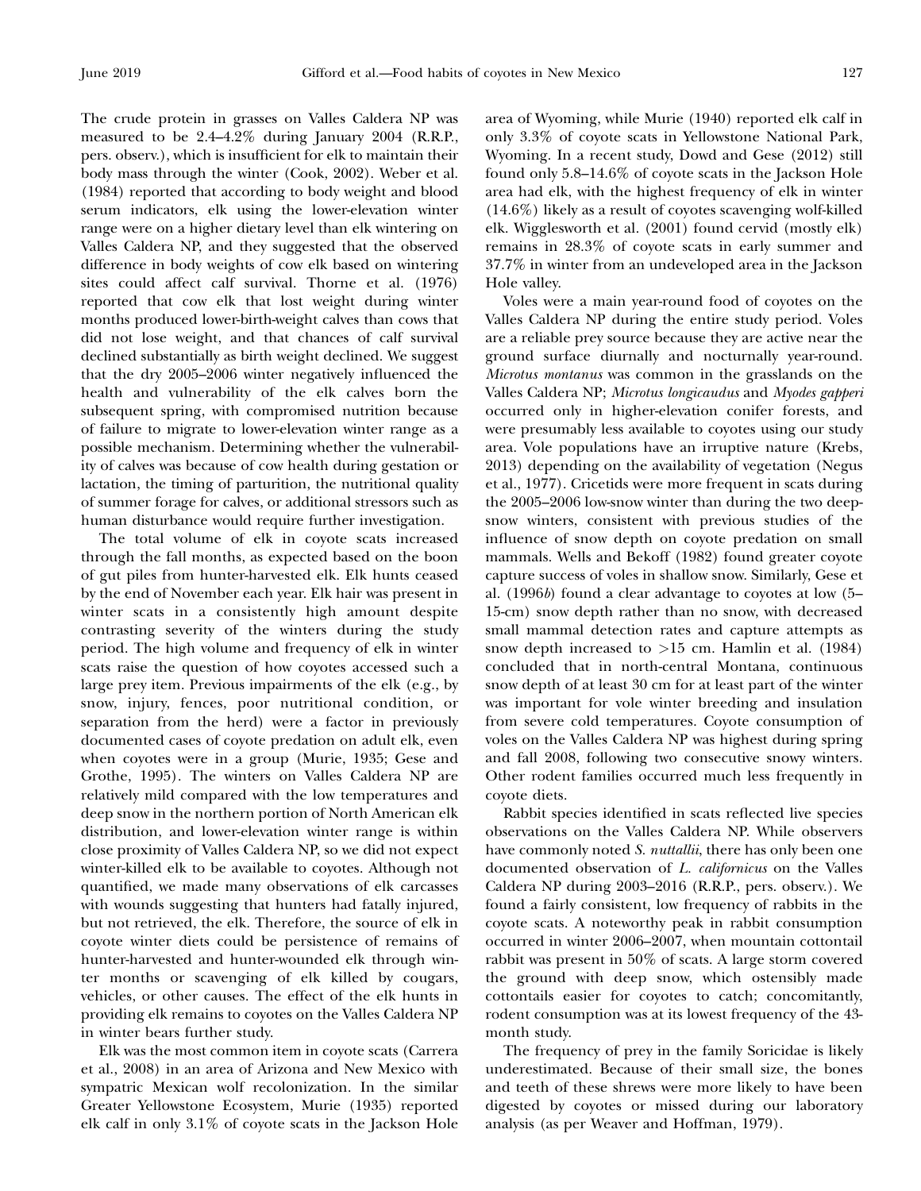The crude protein in grasses on Valles Caldera NP was measured to be 2.4–4.2% during January 2004 (R.R.P., pers. observ.), which is insufficient for elk to maintain their body mass through the winter (Cook, 2002). Weber et al. (1984) reported that according to body weight and blood serum indicators, elk using the lower-elevation winter range were on a higher dietary level than elk wintering on Valles Caldera NP, and they suggested that the observed difference in body weights of cow elk based on wintering sites could affect calf survival. Thorne et al. (1976) reported that cow elk that lost weight during winter months produced lower-birth-weight calves than cows that did not lose weight, and that chances of calf survival declined substantially as birth weight declined. We suggest that the dry 2005–2006 winter negatively influenced the health and vulnerability of the elk calves born the subsequent spring, with compromised nutrition because of failure to migrate to lower-elevation winter range as a possible mechanism. Determining whether the vulnerability of calves was because of cow health during gestation or lactation, the timing of parturition, the nutritional quality of summer forage for calves, or additional stressors such as human disturbance would require further investigation.

The total volume of elk in coyote scats increased through the fall months, as expected based on the boon of gut piles from hunter-harvested elk. Elk hunts ceased by the end of November each year. Elk hair was present in winter scats in a consistently high amount despite contrasting severity of the winters during the study period. The high volume and frequency of elk in winter scats raise the question of how coyotes accessed such a large prey item. Previous impairments of the elk (e.g., by snow, injury, fences, poor nutritional condition, or separation from the herd) were a factor in previously documented cases of coyote predation on adult elk, even when coyotes were in a group (Murie, 1935; Gese and Grothe, 1995). The winters on Valles Caldera NP are relatively mild compared with the low temperatures and deep snow in the northern portion of North American elk distribution, and lower-elevation winter range is within close proximity of Valles Caldera NP, so we did not expect winter-killed elk to be available to coyotes. Although not quantified, we made many observations of elk carcasses with wounds suggesting that hunters had fatally injured, but not retrieved, the elk. Therefore, the source of elk in coyote winter diets could be persistence of remains of hunter-harvested and hunter-wounded elk through winter months or scavenging of elk killed by cougars, vehicles, or other causes. The effect of the elk hunts in providing elk remains to coyotes on the Valles Caldera NP in winter bears further study.

Elk was the most common item in coyote scats (Carrera et al., 2008) in an area of Arizona and New Mexico with sympatric Mexican wolf recolonization. In the similar Greater Yellowstone Ecosystem, Murie (1935) reported elk calf in only 3.1% of coyote scats in the Jackson Hole area of Wyoming, while Murie (1940) reported elk calf in only 3.3% of coyote scats in Yellowstone National Park, Wyoming. In a recent study, Dowd and Gese (2012) still found only 5.8–14.6% of coyote scats in the Jackson Hole area had elk, with the highest frequency of elk in winter (14.6%) likely as a result of coyotes scavenging wolf-killed elk. Wigglesworth et al. (2001) found cervid (mostly elk) remains in 28.3% of coyote scats in early summer and 37.7% in winter from an undeveloped area in the Jackson Hole valley.

Voles were a main year-round food of coyotes on the Valles Caldera NP during the entire study period. Voles are a reliable prey source because they are active near the ground surface diurnally and nocturnally year-round. *Microtus montanus* was common in the grasslands on the Valles Caldera NP; *Microtus longicaudus* and *Myodes gapperi* occurred only in higher-elevation conifer forests, and were presumably less available to coyotes using our study area. Vole populations have an irruptive nature (Krebs, 2013) depending on the availability of vegetation (Negus et al., 1977). Cricetids were more frequent in scats during the 2005–2006 low-snow winter than during the two deep-snow winters, consistent with previous studies of the influence of snow depth on coyote predation on small mammals. Wells and Bekoff (1982) found greater coyote capture success of voles in shallow snow. Similarly, Gese et al. (1996*b*) found a clear advantage to coyotes at low (5–15-cm) snow depth rather than no snow, with decreased small mammal detection rates and capture attempts as snow depth increased to >15 cm. Hamlin et al. (1984) concluded that in north-central Montana, continuous snow depth of at least 30 cm for at least part of the winter was important for vole winter breeding and insulation from severe cold temperatures. Coyote consumption of voles on the Valles Caldera NP was highest during spring and fall 2008, following two consecutive snowy winters. Other rodent families occurred much less frequently in coyote diets.

Rabbit species identified in scats reflected live species observations on the Valles Caldera NP. While observers have commonly noted *S. nuttallii*, there has only been one documented observation of *L. californicus* on the Valles Caldera NP during 2003–2016 (R.R.P., pers. observ.). We found a fairly consistent, low frequency of rabbits in the coyote scats. A noteworthy peak in rabbit consumption occurred in winter 2006–2007, when mountain cottontail rabbit was present in 50% of scats. A large storm covered the ground with deep snow, which ostensibly made cottontails easier for coyotes to catch; concomitantly, rodent consumption was at its lowest frequency of the 43-month study.

The frequency of prey in the family Soricidae is likely underestimated. Because of their small size, the bones and teeth of these shrews were more likely to have been digested by coyotes or missed during our laboratory analysis (as per Weaver and Hoffman, 1979).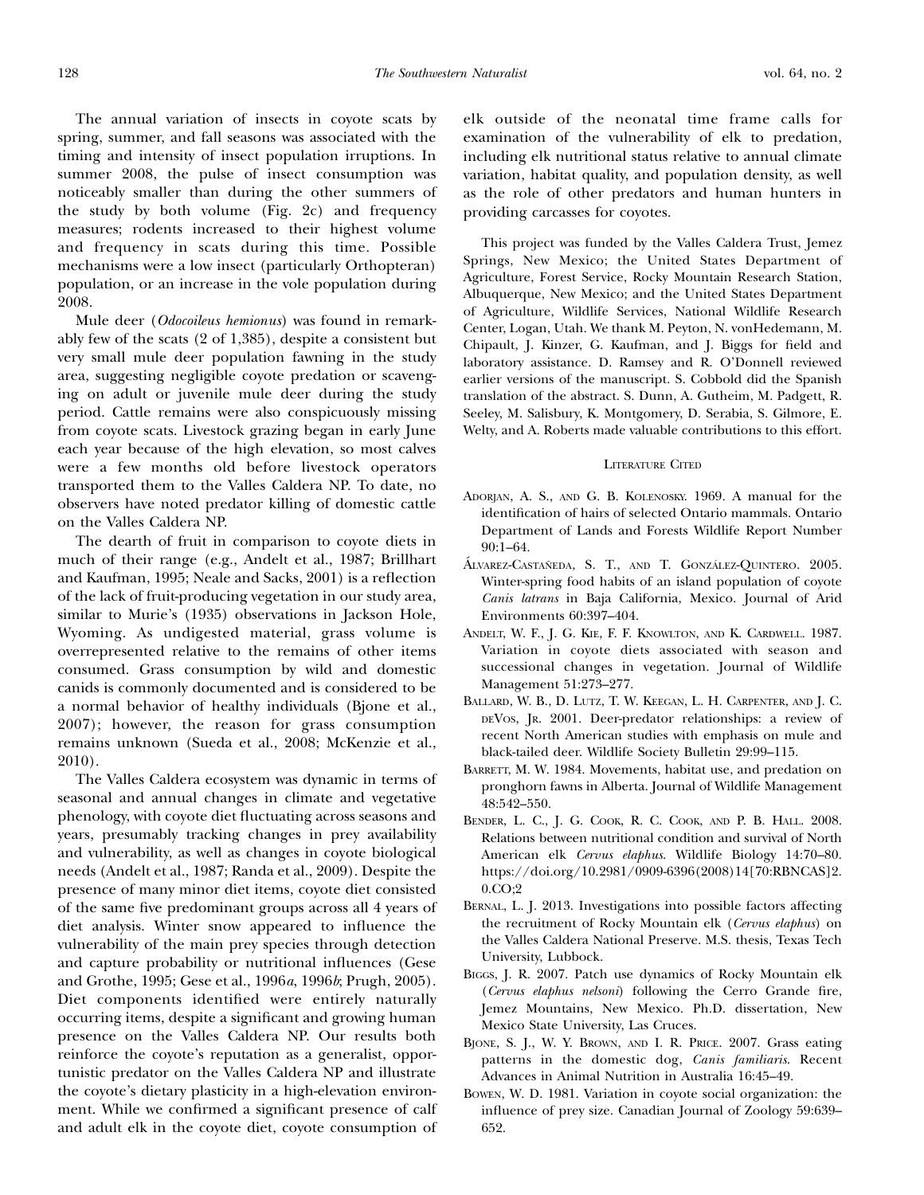The annual variation of insects in coyote scats by spring, summer, and fall seasons was associated with the timing and intensity of insect population irruptions. In summer 2008, the pulse of insect consumption was noticeably smaller than during the other summers of the study by both volume (Fig. 2c) and frequency measures; rodents increased to their highest volume and frequency in scats during this time. Possible mechanisms were a low insect (particularly Orthopteran) population, or an increase in the vole population during 2008.

Mule deer (*Odocoileus hemionus*) was found in remarkably few of the scats (2 of 1,385), despite a consistent but very small mule deer population fawning in the study area, suggesting negligible coyote predation or scavenging on adult or juvenile mule deer during the study period. Cattle remains were also conspicuously missing from coyote scats. Livestock grazing began in early June each year because of the high elevation, so most calves were a few months old before livestock operators transported them to the Valles Caldera NP. To date, no observers have noted predator killing of domestic cattle on the Valles Caldera NP.

The dearth of fruit in comparison to coyote diets in much of their range (e.g., Andelt et al., 1987; Brillhart and Kaufman, 1995; Neale and Sacks, 2001) is a reflection of the lack of fruit-producing vegetation in our study area, similar to Murie's (1935) observations in Jackson Hole, Wyoming. As undigested material, grass volume is overrepresented relative to the remains of other items consumed. Grass consumption by wild and domestic canids is commonly documented and is considered to be a normal behavior of healthy individuals (Bjone et al., 2007); however, the reason for grass consumption remains unknown (Sueda et al., 2008; McKenzie et al., 2010).

The Valles Caldera ecosystem was dynamic in terms of seasonal and annual changes in climate and vegetative phenology, with coyote diet fluctuating across seasons and years, presumably tracking changes in prey availability and vulnerability, as well as changes in coyote biological needs (Andelt et al., 1987; Randa et al., 2009). Despite the presence of many minor diet items, coyote diet consisted of the same five predominant groups across all 4 years of diet analysis. Winter snow appeared to influence the vulnerability of the main prey species through detection and capture probability or nutritional influences (Gese and Grothe, 1995; Gese et al., 1996*a*, 1996*b*; Prugh, 2005). Diet components identified were entirely naturally occurring items, despite a significant and growing human presence on the Valles Caldera NP. Our results both reinforce the coyote's reputation as a generalist, opportunistic predator on the Valles Caldera NP and illustrate the coyote's dietary plasticity in a high-elevation environment. While we confirmed a significant presence of calf and adult elk in the coyote diet, coyote consumption of elk outside of the neonatal time frame calls for examination of the vulnerability of elk to predation, including elk nutritional status relative to annual climate variation, habitat quality, and population density, as well as the role of other predators and human hunters in providing carcasses for coyotes.

This project was funded by the Valles Caldera Trust, Jemez Springs, New Mexico; the United States Department of Agriculture, Forest Service, Rocky Mountain Research Station, Albuquerque, New Mexico; and the United States Department of Agriculture, Wildlife Services, National Wildlife Research Center, Logan, Utah. We thank M. Peyton, N. vonHedemann, M. Chipault, J. Kinzer, G. Kaufman, and J. Biggs for field and laboratory assistance. D. Ramsey and R. O'Donnell reviewed earlier versions of the manuscript. S. Cobbold did the Spanish translation of the abstract. S. Dunn, A. Gutheim, M. Padgett, R. Seeley, M. Salisbury, K. Montgomery, D. Serabia, S. Gilmore, E. Welty, and A. Roberts made valuable contributions to this effort.

## Literature Cited

Adorjan, A. S., and G. B. Kolenosky. 1969. A manual for the identification of hairs of selected Ontario mammals. Ontario Department of Lands and Forests Wildlife Report Number 90:1–64.

Álvarez-Castañeda, S. T., and T. González-Quintero. 2005. Winter-spring food habits of an island population of coyote *Canis latrans* in Baja California, Mexico. Journal of Arid Environments 60:397–404.

Andelt, W. F., J. G. Kie, F. F. Knowlton, and K. Cardwell. 1987. Variation in coyote diets associated with season and successional changes in vegetation. Journal of Wildlife Management 51:273–277.

Ballard, W. B., D. Lutz, T. W. Keegan, L. H. Carpenter, and J. C. deVos, Jr. 2001. Deer-predator relationships: a review of recent North American studies with emphasis on mule and black-tailed deer. Wildlife Society Bulletin 29:99–115.

Barrett, M. W. 1984. Movements, habitat use, and predation on pronghorn fawns in Alberta. Journal of Wildlife Management 48:542–550.

Bender, L. C., J. G. Cook, R. C. Cook, and P. B. Hall. 2008. Relations between nutritional condition and survival of North American elk *Cervus elaphus*. Wildlife Biology 14:70–80. https://doi.org/10.2981/0909-6396(2008)14[70:RBNCAS]2.0.CO;2

Bernal, L. J. 2013. Investigations into possible factors affecting the recruitment of Rocky Mountain elk (*Cervus elaphus*) on the Valles Caldera National Preserve. M.S. thesis, Texas Tech University, Lubbock.

Biggs, J. R. 2007. Patch use dynamics of Rocky Mountain elk (*Cervus elaphus nelsoni*) following the Cerro Grande fire, Jemez Mountains, New Mexico. Ph.D. dissertation, New Mexico State University, Las Cruces.

Bjone, S. J., W. Y. Brown, and I. R. Price. 2007. Grass eating patterns in the domestic dog, *Canis familiaris*. Recent Advances in Animal Nutrition in Australia 16:45–49.

Bowen, W. D. 1981. Variation in coyote social organization: the influence of prey size. Canadian Journal of Zoology 59:639–652.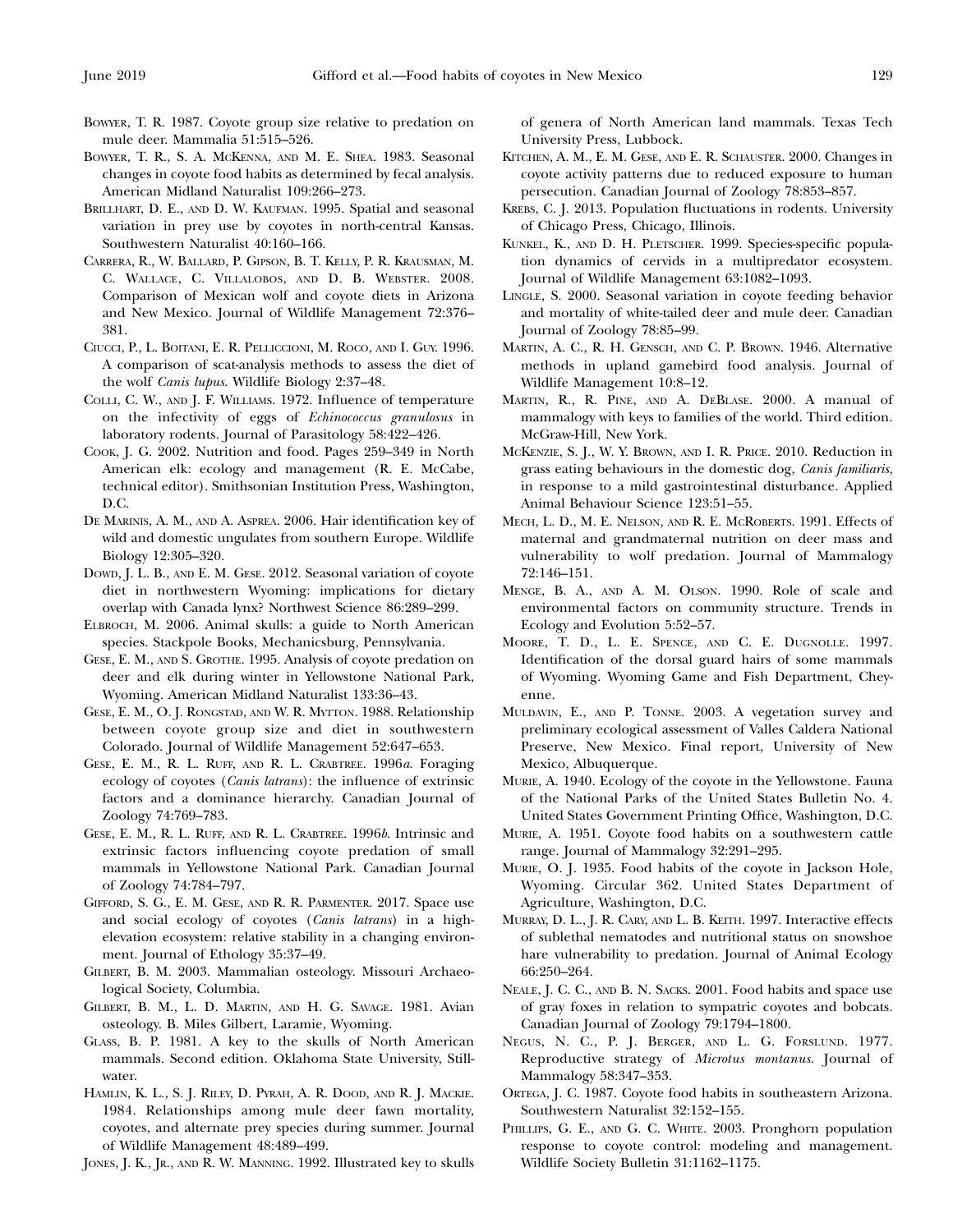Bowyer, T. R. 1987. Coyote group size relative to predation on mule deer. Mammalia 51:515–526.

Bowyer, T. R., S. A. McKenna, and M. E. Shea. 1983. Seasonal changes in coyote food habits as determined by fecal analysis. American Midland Naturalist 109:266–273.

Brillhart, D. E., and D. W. Kaufman. 1995. Spatial and seasonal variation in prey use by coyotes in north-central Kansas. Southwestern Naturalist 40:160–166.

Carrera, R., W. Ballard, P. Gipson, B. T. Kelly, P. R. Krausman, M. C. Wallace, C. Villalobos, and D. B. Webster. 2008. Comparison of Mexican wolf and coyote diets in Arizona and New Mexico. Journal of Wildlife Management 72:376–381.

Ciucci, P., L. Boitani, E. R. Pelliccioni, M. Roco, and I. Guy. 1996. A comparison of scat-analysis methods to assess the diet of the wolf *Canis lupus*. Wildlife Biology 2:37–48.

Colli, C. W., and J. F. Williams. 1972. Influence of temperature on the infectivity of eggs of *Echinococcus granulosus* in laboratory rodents. Journal of Parasitology 58:422–426.

Cook, J. G. 2002. Nutrition and food. Pages 259–349 in North American elk: ecology and management (R. E. McCabe, technical editor). Smithsonian Institution Press, Washington, D.C.

De Marinis, A. M., and A. Asprea. 2006. Hair identification key of wild and domestic ungulates from southern Europe. Wildlife Biology 12:305–320.

Dowd, J. L. B., and E. M. Gese. 2012. Seasonal variation of coyote diet in northwestern Wyoming: implications for dietary overlap with Canada lynx? Northwest Science 86:289–299.

Elbroch, M. 2006. Animal skulls: a guide to North American species. Stackpole Books, Mechanicsburg, Pennsylvania.

Gese, E. M., and S. Grothe. 1995. Analysis of coyote predation on deer and elk during winter in Yellowstone National Park, Wyoming. American Midland Naturalist 133:36–43.

Gese, E. M., O. J. Rongstad, and W. R. Mytton. 1988. Relationship between coyote group size and diet in southwestern Colorado. Journal of Wildlife Management 52:647–653.

Gese, E. M., R. L. Ruff, and R. L. Crabtree. 1996*a*. Foraging ecology of coyotes (*Canis latrans*): the influence of extrinsic factors and a dominance hierarchy. Canadian Journal of Zoology 74:769–783.

Gese, E. M., R. L. Ruff, and R. L. Crabtree. 1996*b*. Intrinsic and extrinsic factors influencing coyote predation of small mammals in Yellowstone National Park. Canadian Journal of Zoology 74:784–797.

Gifford, S. G., E. M. Gese, and R. R. Parmenter. 2017. Space use and social ecology of coyotes (*Canis latrans*) in a high-elevation ecosystem: relative stability in a changing environment. Journal of Ethology 35:37–49.

Gilbert, B. M. 2003. Mammalian osteology. Missouri Archaeological Society, Columbia.

Gilbert, B. M., L. D. Martin, and H. G. Savage. 1981. Avian osteology. B. Miles Gilbert, Laramie, Wyoming.

Glass, B. P. 1981. A key to the skulls of North American mammals. Second edition. Oklahoma State University, Stillwater.

Hamlin, K. L., S. J. Riley, D. Pyrah, A. R. Dood, and R. J. Mackie. 1984. Relationships among mule deer fawn mortality, coyotes, and alternate prey species during summer. Journal of Wildlife Management 48:489–499.

Jones, J. K., Jr., and R. W. Manning. 1992. Illustrated key to skulls of genera of North American land mammals. Texas Tech University Press, Lubbock.

Kitchen, A. M., E. M. Gese, and E. R. Schauster. 2000. Changes in coyote activity patterns due to reduced exposure to human persecution. Canadian Journal of Zoology 78:853–857.

Krebs, C. J. 2013. Population fluctuations in rodents. University of Chicago Press, Chicago, Illinois.

Kunkel, K., and D. H. Pletscher. 1999. Species-specific population dynamics of cervids in a multipredator ecosystem. Journal of Wildlife Management 63:1082–1093.

Lingle, S. 2000. Seasonal variation in coyote feeding behavior and mortality of white-tailed deer and mule deer. Canadian Journal of Zoology 78:85–99.

Martin, A. C., R. H. Gensch, and C. P. Brown. 1946. Alternative methods in upland gamebird food analysis. Journal of Wildlife Management 10:8–12.

Martin, R., R. Pine, and A. DeBlase. 2000. A manual of mammalogy with keys to families of the world. Third edition. McGraw-Hill, New York.

McKenzie, S. J., W. Y. Brown, and I. R. Price. 2010. Reduction in grass eating behaviours in the domestic dog, *Canis familiaris*, in response to a mild gastrointestinal disturbance. Applied Animal Behaviour Science 123:51–55.

Mech, L. D., M. E. Nelson, and R. E. McRoberts. 1991. Effects of maternal and grandmaternal nutrition on deer mass and vulnerability to wolf predation. Journal of Mammalogy 72:146–151.

Menge, B. A., and A. M. Olson. 1990. Role of scale and environmental factors on community structure. Trends in Ecology and Evolution 5:52–57.

Moore, T. D., L. E. Spence, and C. E. Dugnolle. 1997. Identification of the dorsal guard hairs of some mammals of Wyoming. Wyoming Game and Fish Department, Cheyenne.

Muldavin, E., and P. Tonne. 2003. A vegetation survey and preliminary ecological assessment of Valles Caldera National Preserve, New Mexico. Final report, University of New Mexico, Albuquerque.

Murie, A. 1940. Ecology of the coyote in the Yellowstone. Fauna of the National Parks of the United States Bulletin No. 4. United States Government Printing Office, Washington, D.C.

Murie, A. 1951. Coyote food habits on a southwestern cattle range. Journal of Mammalogy 32:291–295.

Murie, O. J. 1935. Food habits of the coyote in Jackson Hole, Wyoming. Circular 362. United States Department of Agriculture, Washington, D.C.

Murray, D. L., J. R. Cary, and L. B. Keith. 1997. Interactive effects of sublethal nematodes and nutritional status on snowshoe hare vulnerability to predation. Journal of Animal Ecology 66:250–264.

Neale, J. C. C., and B. N. Sacks. 2001. Food habits and space use of gray foxes in relation to sympatric coyotes and bobcats. Canadian Journal of Zoology 79:1794–1800.

Negus, N. C., P. J. Berger, and L. G. Forslund. 1977. Reproductive strategy of *Microtus montanus*. Journal of Mammalogy 58:347–353.

Ortega, J. C. 1987. Coyote food habits in southeastern Arizona. Southwestern Naturalist 32:152–155.

Phillips, G. E., and G. C. White. 2003. Pronghorn population response to coyote control: modeling and management. Wildlife Society Bulletin 31:1162–1175.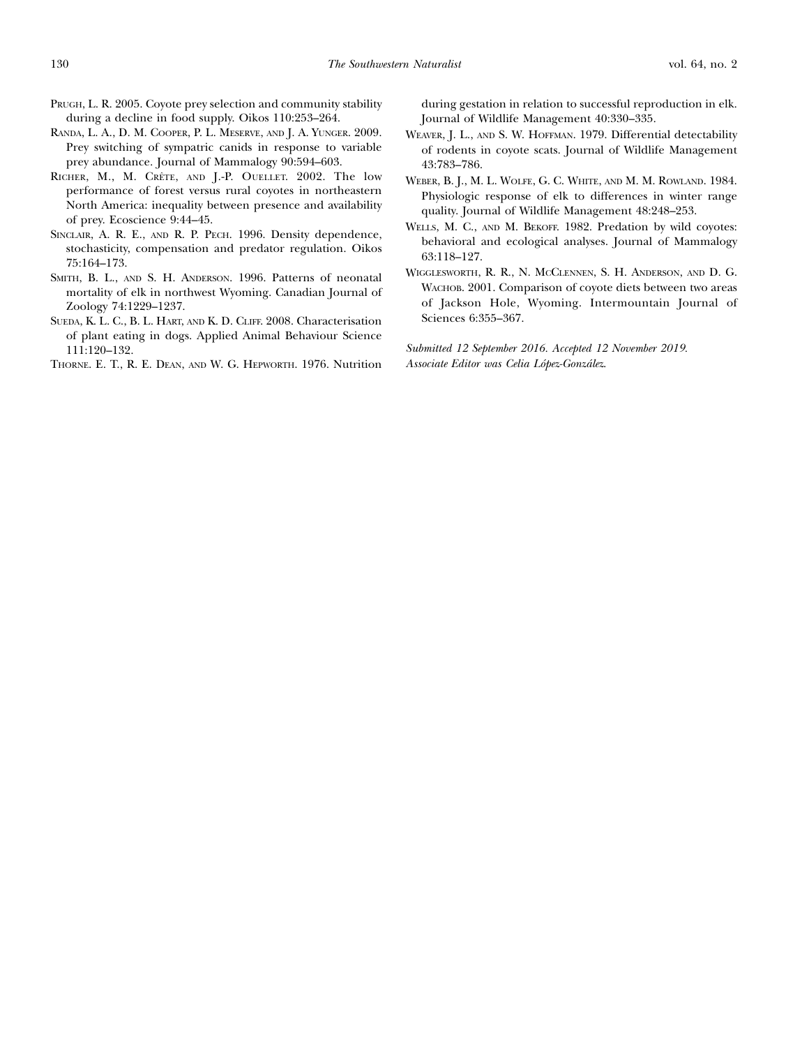PRUGH, L. R. 2005. Coyote prey selection and community stability during a decline in food supply. Oikos 110:253–264.

RANDA, L. A., D. M. COOPER, P. L. MESERVE, AND J. A. YUNGER. 2009. Prey switching of sympatric canids in response to variable prey abundance. Journal of Mammalogy 90:594–603.

RICHER, M., M. CRÊTE, AND J.-P. OUELLET. 2002. The low performance of forest versus rural coyotes in northeastern North America: inequality between presence and availability of prey. Ecoscience 9:44–45.

SINCLAIR, A. R. E., AND R. P. PECH. 1996. Density dependence, stochasticity, compensation and predator regulation. Oikos 75:164–173.

SMITH, B. L., AND S. H. ANDERSON. 1996. Patterns of neonatal mortality of elk in northwest Wyoming. Canadian Journal of Zoology 74:1229–1237.

SUEDA, K. L. C., B. L. HART, AND K. D. CLIFF. 2008. Characterisation of plant eating in dogs. Applied Animal Behaviour Science 111:120–132.

THORNE. E. T., R. E. DEAN, AND W. G. HEPWORTH. 1976. Nutrition during gestation in relation to successful reproduction in elk. Journal of Wildlife Management 40:330–335.

WEAVER, J. L., AND S. W. HOFFMAN. 1979. Differential detectability of rodents in coyote scats. Journal of Wildlife Management 43:783–786.

WEBER, B. J., M. L. WOLFE, G. C. WHITE, AND M. M. ROWLAND. 1984. Physiologic response of elk to differences in winter range quality. Journal of Wildlife Management 48:248–253.

WELLS, M. C., AND M. BEKOFF. 1982. Predation by wild coyotes: behavioral and ecological analyses. Journal of Mammalogy 63:118–127.

WIGGLESWORTH, R. R., N. MCCLENNEN, S. H. ANDERSON, AND D. G. WACHOB. 2001. Comparison of coyote diets between two areas of Jackson Hole, Wyoming. Intermountain Journal of Sciences 6:355–367.

*Submitted 12 September 2016. Accepted 12 November 2019.*
*Associate Editor was Celia López-González.*